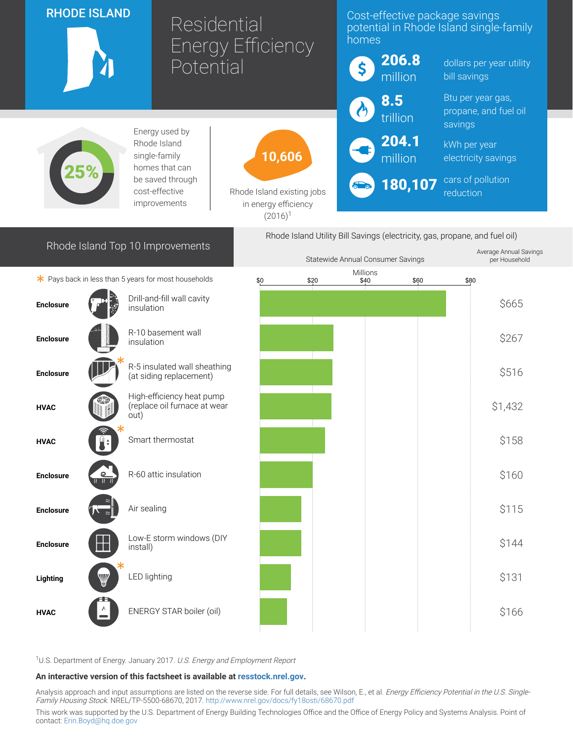# RHODE ISLAND

# Residential Energy Efficiency Potential

## Cost-effective package savings potential in Rhode Island single-family homes

- **206.8 million** dollars per year utility bill savings
- **8.5 trillion** Btu per year gas, propane, and fuel oil savings
- **204.1 million** kWh per year electricity savings
- **180,107** cars of pollution reduction

**25%** Energy used by Rhode Island single-family homes that can be saved through cost-effective improvements

**10,606** Rhode Island existing jobs in energy efficiency (2016)[1]

## Rhode Island Top 10 Improvements

\* Pays back in less than 5 years for most households

Rhode Island Utility Bill Savings (electricity, gas, propane, and fuel oil)

| Category | Improvement | Average Annual Savings per Household |
|---|---|---|
| Enclosure | Drill-and-fill wall cavity insulation | $665 |
| Enclosure | R-10 basement wall insulation | $267 |
| Enclosure | R-5 insulated wall sheathing (at siding replacement) * | $516 |
| HVAC | High-efficiency heat pump (replace oil furnace at wear out) | $1,432 |
| HVAC | Smart thermostat * | $158 |
| Enclosure | R-60 attic insulation | $160 |
| Enclosure | Air sealing | $115 |
| Enclosure | Low-E storm windows (DIY install) | $144 |
| Lighting | LED lighting * | $131 |
| HVAC | ENERGY STAR boiler (oil) | $166 |

Statewide Annual Consumer Savings (Millions): $0, $20, $40, $60, $80

[1]U.S. Department of Energy. January 2017. *U.S. Energy and Employment Report*

**An interactive version of this factsheet is available at resstock.nrel.gov.**

Analysis approach and input assumptions are listed on the reverse side. For full details, see Wilson, E., et al. *Energy Efficiency Potential in the U.S. Single-Family Housing Stock.* NREL/TP-5500-68670, 2017. http://www.nrel.gov/docs/fy18osti/68670.pdf

This work was supported by the U.S. Department of Energy Building Technologies Office and the Office of Energy Policy and Systems Analysis. Point of contact: Erin.Boyd@hq.doe.gov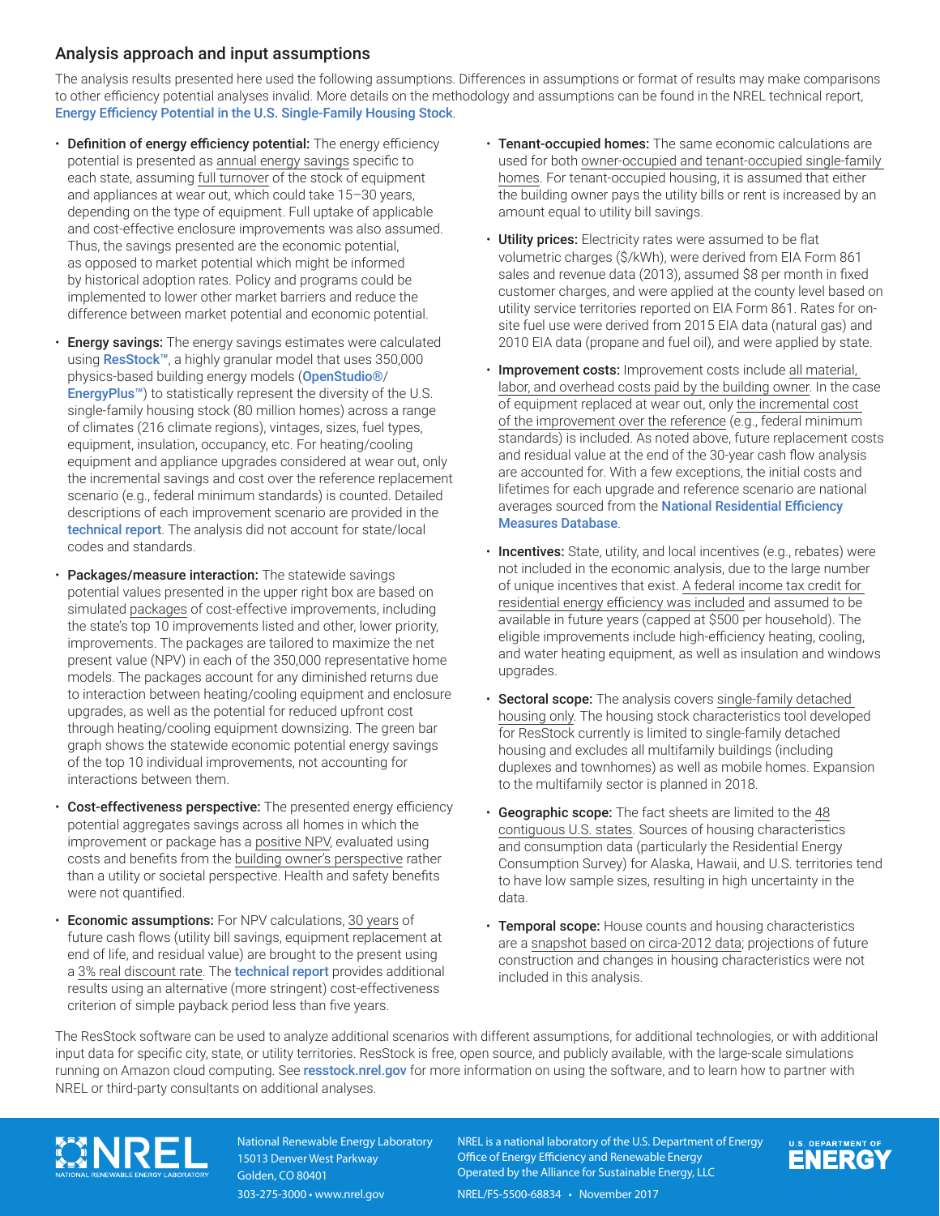## Analysis approach and input assumptions

The analysis results presented here used the following assumptions. Differences in assumptions or format of results may make comparisons to other efficiency potential analyses invalid. More details on the methodology and assumptions can be found in the NREL technical report, Energy Efficiency Potential in the U.S. Single-Family Housing Stock.

- **Definition of energy efficiency potential:** The energy efficiency potential is presented as annual energy savings specific to each state, assuming full turnover of the stock of equipment and appliances at wear out, which could take 15–30 years, depending on the type of equipment. Full uptake of applicable and cost-effective enclosure improvements was also assumed. Thus, the savings presented are the economic potential, as opposed to market potential which might be informed by historical adoption rates. Policy and programs could be implemented to lower other market barriers and reduce the difference between market potential and economic potential.
- **Energy savings:** The energy savings estimates were calculated using ResStock™, a highly granular model that uses 350,000 physics-based building energy models (OpenStudio®/EnergyPlus™) to statistically represent the diversity of the U.S. single-family housing stock (80 million homes) across a range of climates (216 climate regions), vintages, sizes, fuel types, equipment, insulation, occupancy, etc. For heating/cooling equipment and appliance upgrades considered at wear out, only the incremental savings and cost over the reference replacement scenario (e.g., federal minimum standards) is counted. Detailed descriptions of each improvement scenario are provided in the technical report. The analysis did not account for state/local codes and standards.
- **Packages/measure interaction:** The statewide savings potential values presented in the upper right box are based on simulated packages of cost-effective improvements, including the state's top 10 improvements listed and other, lower priority, improvements. The packages are tailored to maximize the net present value (NPV) in each of the 350,000 representative home models. The packages account for any diminished returns due to interaction between heating/cooling equipment and enclosure upgrades, as well as the potential for reduced upfront cost through heating/cooling equipment downsizing. The green bar graph shows the statewide economic potential energy savings of the top 10 individual improvements, not accounting for interactions between them.
- **Cost-effectiveness perspective:** The presented energy efficiency potential aggregates savings across all homes in which the improvement or package has a positive NPV, evaluated using costs and benefits from the building owner's perspective rather than a utility or societal perspective. Health and safety benefits were not quantified.
- **Economic assumptions:** For NPV calculations, 30 years of future cash flows (utility bill savings, equipment replacement at end of life, and residual value) are brought to the present using a 3% real discount rate. The technical report provides additional results using an alternative (more stringent) cost-effectiveness criterion of simple payback period less than five years.
- **Tenant-occupied homes:** The same economic calculations are used for both owner-occupied and tenant-occupied single-family homes. For tenant-occupied housing, it is assumed that either the building owner pays the utility bills or rent is increased by an amount equal to utility bill savings.
- **Utility prices:** Electricity rates were assumed to be flat volumetric charges ($/kWh), were derived from EIA Form 861 sales and revenue data (2013), assumed $8 per month in fixed customer charges, and were applied at the county level based on utility service territories reported on EIA Form 861. Rates for on-site fuel use were derived from 2015 EIA data (natural gas) and 2010 EIA data (propane and fuel oil), and were applied by state.
- **Improvement costs:** Improvement costs include all material, labor, and overhead costs paid by the building owner. In the case of equipment replaced at wear out, only the incremental cost of the improvement over the reference (e.g., federal minimum standards) is included. As noted above, future replacement costs and residual value at the end of the 30-year cash flow analysis are accounted for. With a few exceptions, the initial costs and lifetimes for each upgrade and reference scenario are national averages sourced from the National Residential Efficiency Measures Database.
- **Incentives:** State, utility, and local incentives (e.g., rebates) were not included in the economic analysis, due to the large number of unique incentives that exist. A federal income tax credit for residential energy efficiency was included and assumed to be available in future years (capped at $500 per household). The eligible improvements include high-efficiency heating, cooling, and water heating equipment, as well as insulation and windows upgrades.
- **Sectoral scope:** The analysis covers single-family detached housing only. The housing stock characteristics tool developed for ResStock currently is limited to single-family detached housing and excludes all multifamily buildings (including duplexes and townhomes) as well as mobile homes. Expansion to the multifamily sector is planned in 2018.
- **Geographic scope:** The fact sheets are limited to the 48 contiguous U.S. states. Sources of housing characteristics and consumption data (particularly the Residential Energy Consumption Survey) for Alaska, Hawaii, and U.S. territories tend to have low sample sizes, resulting in high uncertainty in the data.
- **Temporal scope:** House counts and housing characteristics are a snapshot based on circa-2012 data; projections of future construction and changes in housing characteristics were not included in this analysis.

The ResStock software can be used to analyze additional scenarios with different assumptions, for additional technologies, or with additional input data for specific city, state, or utility territories. ResStock is free, open source, and publicly available, with the large-scale simulations running on Amazon cloud computing. See resstock.nrel.gov for more information on using the software, and to learn how to partner with NREL or third-party consultants on additional analyses.

NREL
NATIONAL RENEWABLE ENERGY LABORATORY

National Renewable Energy Laboratory
15013 Denver West Parkway
Golden, CO 80401
303-275-3000 • www.nrel.gov

NREL is a national laboratory of the U.S. Department of Energy
Office of Energy Efficiency and Renewable Energy
Operated by the Alliance for Sustainable Energy, LLC

NREL/FS-5500-68834 • November 2017

U.S. DEPARTMENT OF ENERGY